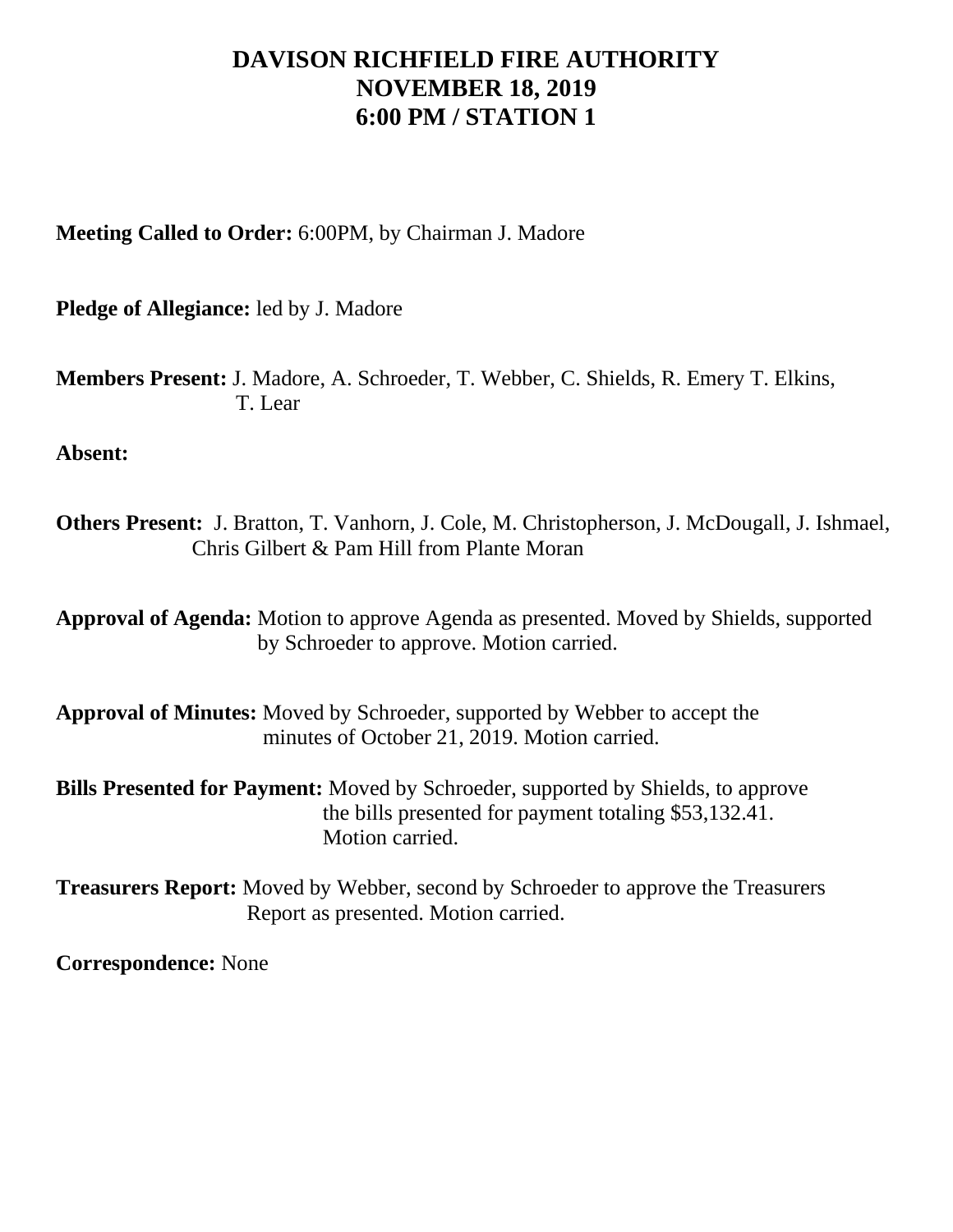# DAVISON RICHFIELD FIRE AUTHORITY
# NOVEMBER 18, 2019
# 6:00 PM / STATION 1

**Meeting Called to Order:** 6:00PM, by Chairman J. Madore

**Pledge of Allegiance:** led by J. Madore

**Members Present:** J. Madore, A. Schroeder, T. Webber, C. Shields, R. Emery T. Elkins, T. Lear

**Absent:**

**Others Present:** J. Bratton, T. Vanhorn, J. Cole, M. Christopherson, J. McDougall, J. Ishmael, Chris Gilbert & Pam Hill from Plante Moran

**Approval of Agenda:** Motion to approve Agenda as presented. Moved by Shields, supported by Schroeder to approve. Motion carried.

**Approval of Minutes:** Moved by Schroeder, supported by Webber to accept the minutes of October 21, 2019. Motion carried.

**Bills Presented for Payment:** Moved by Schroeder, supported by Shields, to approve the bills presented for payment totaling $53,132.41. Motion carried.

**Treasurers Report:** Moved by Webber, second by Schroeder to approve the Treasurers Report as presented. Motion carried.

**Correspondence:** None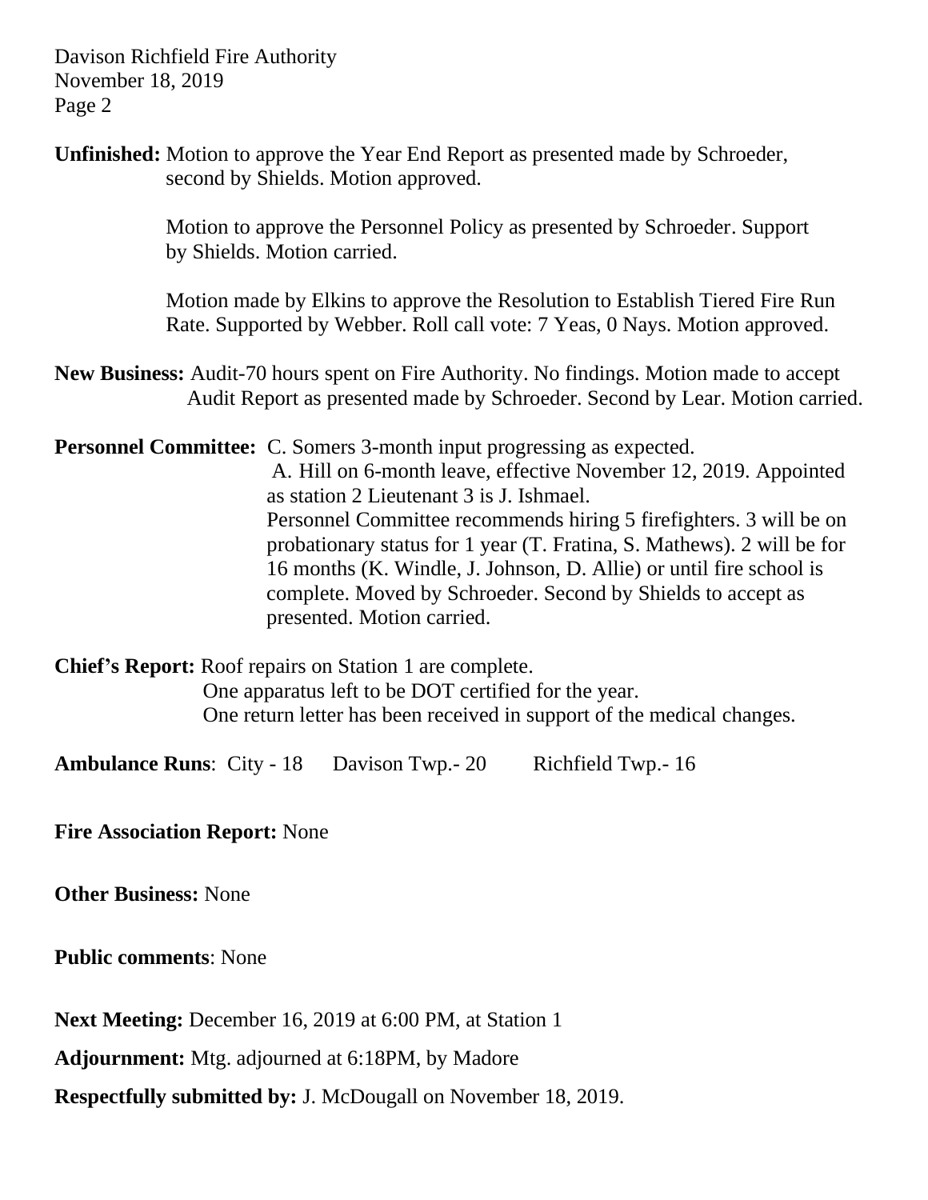**Unfinished:** Motion to approve the Year End Report as presented made by Schroeder, second by Shields. Motion approved.

Motion to approve the Personnel Policy as presented by Schroeder. Support by Shields. Motion carried.

Motion made by Elkins to approve the Resolution to Establish Tiered Fire Run Rate. Supported by Webber. Roll call vote: 7 Yeas, 0 Nays. Motion approved.

**New Business:** Audit-70 hours spent on Fire Authority. No findings. Motion made to accept Audit Report as presented made by Schroeder. Second by Lear. Motion carried.

**Personnel Committee:** C. Somers 3-month input progressing as expected.
A. Hill on 6-month leave, effective November 12, 2019. Appointed as station 2 Lieutenant 3 is J. Ishmael.
Personnel Committee recommends hiring 5 firefighters. 3 will be on probationary status for 1 year (T. Fratina, S. Mathews). 2 will be for 16 months (K. Windle, J. Johnson, D. Allie) or until fire school is complete. Moved by Schroeder. Second by Shields to accept as presented. Motion carried.

**Chief's Report:** Roof repairs on Station 1 are complete.
One apparatus left to be DOT certified for the year.
One return letter has been received in support of the medical changes.

**Ambulance Runs**: City - 18 Davison Twp.- 20 Richfield Twp.- 16

**Fire Association Report:** None

**Other Business:** None

**Public comments**: None

**Next Meeting:** December 16, 2019 at 6:00 PM, at Station 1

**Adjournment:** Mtg. adjourned at 6:18PM, by Madore

**Respectfully submitted by:** J. McDougall on November 18, 2019.